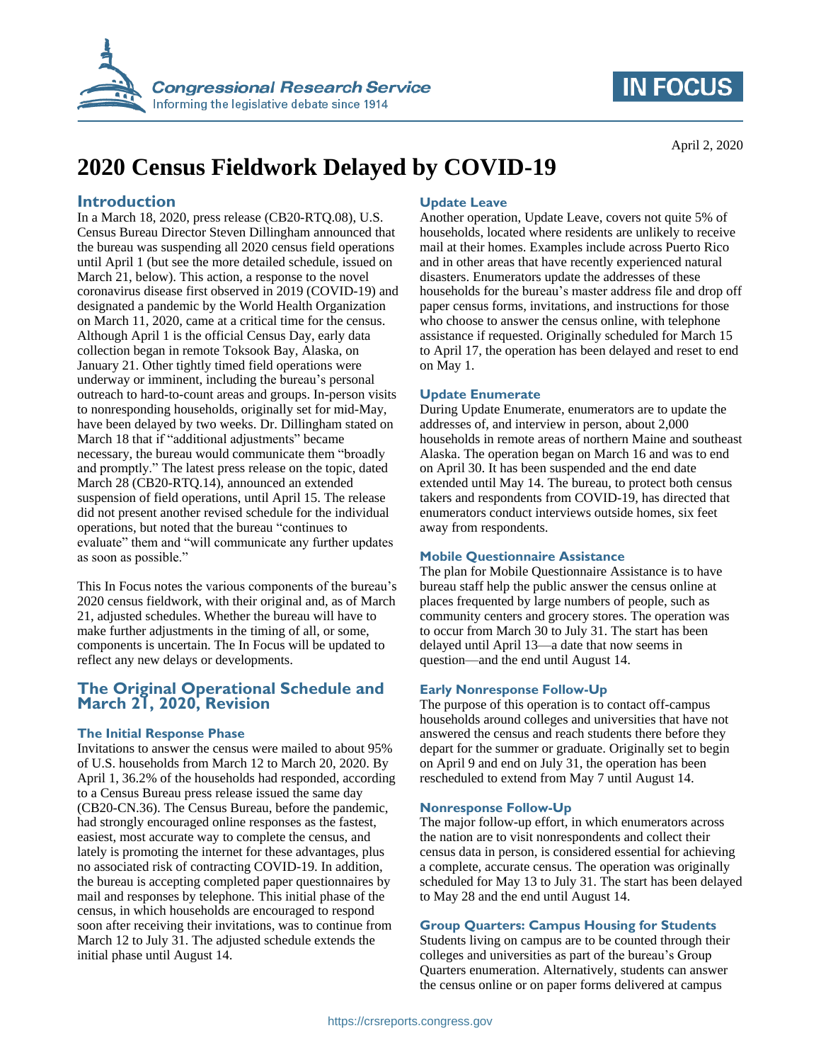April 2, 2020

# 2020 Census Fieldwork Delayed by COVID-19

## Introduction

In a March 18, 2020, press release (CB20-RTQ.08), U.S. Census Bureau Director Steven Dillingham announced that the bureau was suspending all 2020 census field operations until April 1 (but see the more detailed schedule, issued on March 21, below). This action, a response to the novel coronavirus disease first observed in 2019 (COVID-19) and designated a pandemic by the World Health Organization on March 11, 2020, came at a critical time for the census. Although April 1 is the official Census Day, early data collection began in remote Toksook Bay, Alaska, on January 21. Other tightly timed field operations were underway or imminent, including the bureau's personal outreach to hard-to-count areas and groups. In-person visits to nonresponding households, originally set for mid-May, have been delayed by two weeks. Dr. Dillingham stated on March 18 that if "additional adjustments" became necessary, the bureau would communicate them "broadly and promptly." The latest press release on the topic, dated March 28 (CB20-RTQ.14), announced an extended suspension of field operations, until April 15. The release did not present another revised schedule for the individual operations, but noted that the bureau "continues to evaluate" them and "will communicate any further updates as soon as possible."

This In Focus notes the various components of the bureau's 2020 census fieldwork, with their original and, as of March 21, adjusted schedules. Whether the bureau will have to make further adjustments in the timing of all, or some, components is uncertain. The In Focus will be updated to reflect any new delays or developments.

## The Original Operational Schedule and March 21, 2020, Revision

### The Initial Response Phase

Invitations to answer the census were mailed to about 95% of U.S. households from March 12 to March 20, 2020. By April 1, 36.2% of the households had responded, according to a Census Bureau press release issued the same day (CB20-CN.36). The Census Bureau, before the pandemic, had strongly encouraged online responses as the fastest, easiest, most accurate way to complete the census, and lately is promoting the internet for these advantages, plus no associated risk of contracting COVID-19. In addition, the bureau is accepting completed paper questionnaires by mail and responses by telephone. This initial phase of the census, in which households are encouraged to respond soon after receiving their invitations, was to continue from March 12 to July 31. The adjusted schedule extends the initial phase until August 14.

### Update Leave

Another operation, Update Leave, covers not quite 5% of households, located where residents are unlikely to receive mail at their homes. Examples include across Puerto Rico and in other areas that have recently experienced natural disasters. Enumerators update the addresses of these households for the bureau's master address file and drop off paper census forms, invitations, and instructions for those who choose to answer the census online, with telephone assistance if requested. Originally scheduled for March 15 to April 17, the operation has been delayed and reset to end on May 1.

### Update Enumerate

During Update Enumerate, enumerators are to update the addresses of, and interview in person, about 2,000 households in remote areas of northern Maine and southeast Alaska. The operation began on March 16 and was to end on April 30. It has been suspended and the end date extended until May 14. The bureau, to protect both census takers and respondents from COVID-19, has directed that enumerators conduct interviews outside homes, six feet away from respondents.

### Mobile Questionnaire Assistance

The plan for Mobile Questionnaire Assistance is to have bureau staff help the public answer the census online at places frequented by large numbers of people, such as community centers and grocery stores. The operation was to occur from March 30 to July 31. The start has been delayed until April 13—a date that now seems in question—and the end until August 14.

### Early Nonresponse Follow-Up

The purpose of this operation is to contact off-campus households around colleges and universities that have not answered the census and reach students there before they depart for the summer or graduate. Originally set to begin on April 9 and end on July 31, the operation has been rescheduled to extend from May 7 until August 14.

### Nonresponse Follow-Up

The major follow-up effort, in which enumerators across the nation are to visit nonrespondents and collect their census data in person, is considered essential for achieving a complete, accurate census. The operation was originally scheduled for May 13 to July 31. The start has been delayed to May 28 and the end until August 14.

### Group Quarters: Campus Housing for Students

Students living on campus are to be counted through their colleges and universities as part of the bureau's Group Quarters enumeration. Alternatively, students can answer the census online or on paper forms delivered at campus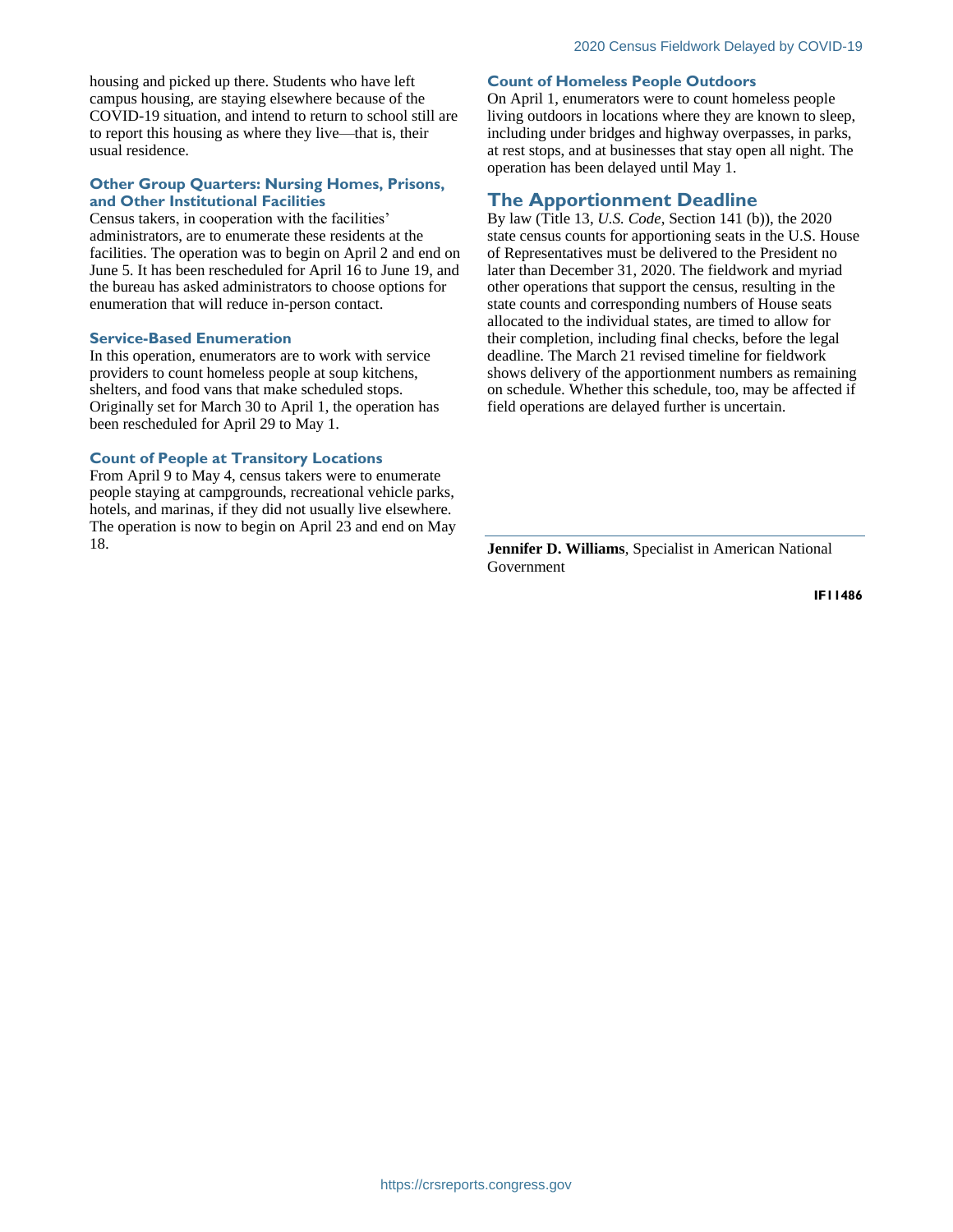housing and picked up there. Students who have left campus housing, are staying elsewhere because of the COVID-19 situation, and intend to return to school still are to report this housing as where they live—that is, their usual residence.

### Other Group Quarters: Nursing Homes, Prisons, and Other Institutional Facilities

Census takers, in cooperation with the facilities' administrators, are to enumerate these residents at the facilities. The operation was to begin on April 2 and end on June 5. It has been rescheduled for April 16 to June 19, and the bureau has asked administrators to choose options for enumeration that will reduce in-person contact.

### Service-Based Enumeration

In this operation, enumerators are to work with service providers to count homeless people at soup kitchens, shelters, and food vans that make scheduled stops. Originally set for March 30 to April 1, the operation has been rescheduled for April 29 to May 1.

### Count of People at Transitory Locations

From April 9 to May 4, census takers were to enumerate people staying at campgrounds, recreational vehicle parks, hotels, and marinas, if they did not usually live elsewhere. The operation is now to begin on April 23 and end on May 18.

### Count of Homeless People Outdoors

On April 1, enumerators were to count homeless people living outdoors in locations where they are known to sleep, including under bridges and highway overpasses, in parks, at rest stops, and at businesses that stay open all night. The operation has been delayed until May 1.

## The Apportionment Deadline

By law (Title 13, *U.S. Code*, Section 141 (b)), the 2020 state census counts for apportioning seats in the U.S. House of Representatives must be delivered to the President no later than December 31, 2020. The fieldwork and myriad other operations that support the census, resulting in the state counts and corresponding numbers of House seats allocated to the individual states, are timed to allow for their completion, including final checks, before the legal deadline. The March 21 revised timeline for fieldwork shows delivery of the apportionment numbers as remaining on schedule. Whether this schedule, too, may be affected if field operations are delayed further is uncertain.

---

**Jennifer D. Williams**, Specialist in American National Government

**IF11486**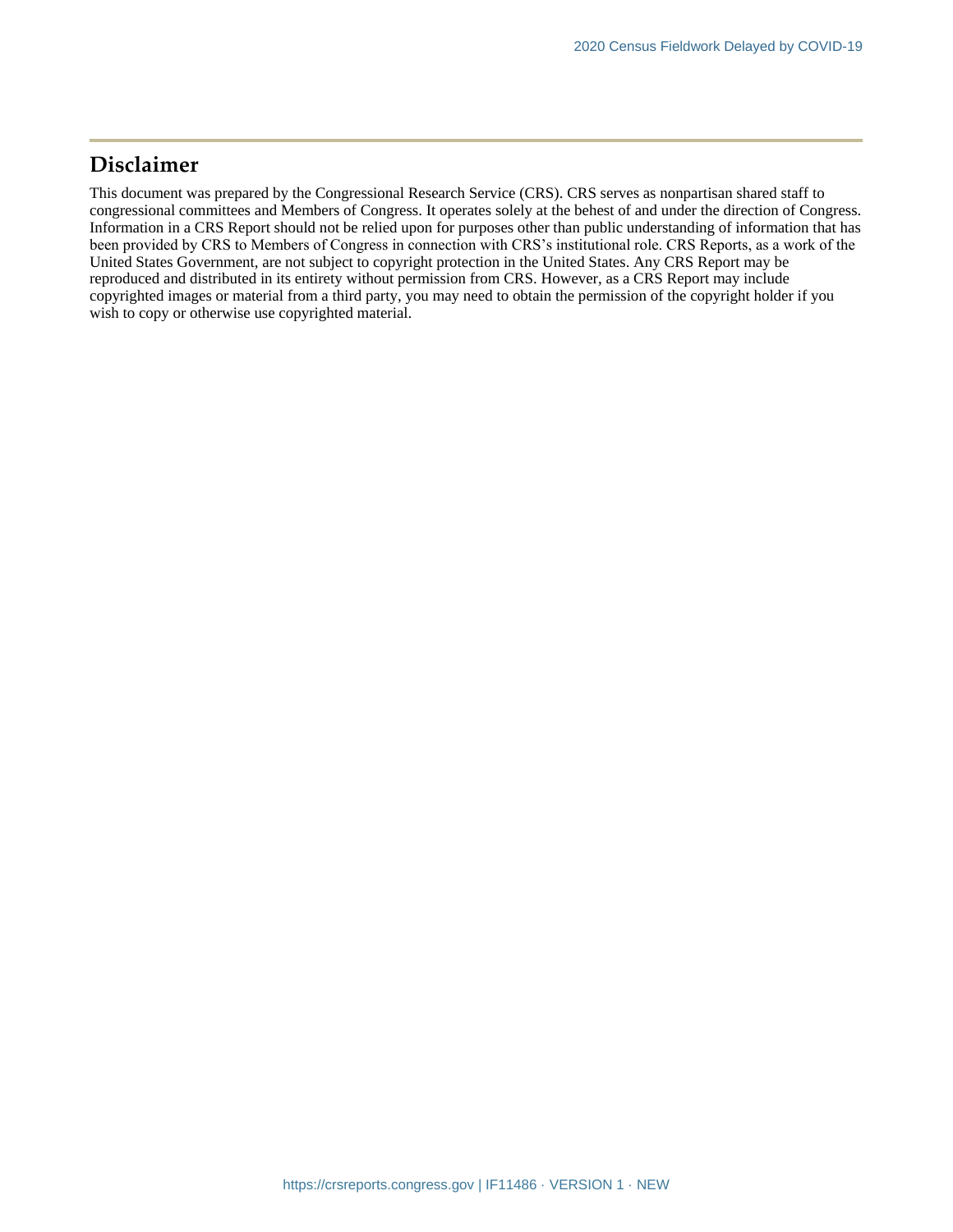## Disclaimer

This document was prepared by the Congressional Research Service (CRS). CRS serves as nonpartisan shared staff to congressional committees and Members of Congress. It operates solely at the behest of and under the direction of Congress. Information in a CRS Report should not be relied upon for purposes other than public understanding of information that has been provided by CRS to Members of Congress in connection with CRS's institutional role. CRS Reports, as a work of the United States Government, are not subject to copyright protection in the United States. Any CRS Report may be reproduced and distributed in its entirety without permission from CRS. However, as a CRS Report may include copyrighted images or material from a third party, you may need to obtain the permission of the copyright holder if you wish to copy or otherwise use copyrighted material.